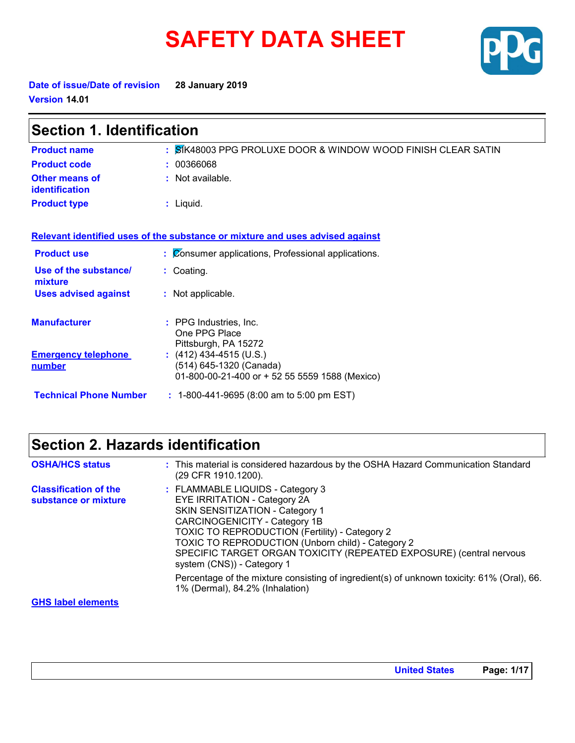# SAFETY DATA SHEET

**Date of issue/Date of revision** **28 January 2019**

**Version** **14.01**

## Section 1. Identification

| | |
|---|---|
| **Product name** | : SIK48003 PPG PROLUXE DOOR & WINDOW WOOD FINISH CLEAR SATIN |
| **Product code** | : 00366068 |
| **Other means of identification** | : Not available. |
| **Product type** | : Liquid. |

**Relevant identified uses of the substance or mixture and uses advised against**

| | |
|---|---|
| **Product use** | : Consumer applications, Professional applications. |
| **Use of the substance/ mixture** | : Coating. |
| **Uses advised against** | : Not applicable. |

| | |
|---|---|
| **Manufacturer** | : PPG Industries, Inc.<br>One PPG Place<br>Pittsburgh, PA 15272 |
| **Emergency telephone number** | : (412) 434-4515 (U.S.)<br>(514) 645-1320 (Canada)<br>01-800-00-21-400 or + 52 55 5559 1588 (Mexico) |
| **Technical Phone Number** | : 1-800-441-9695 (8:00 am to 5:00 pm EST) |

## Section 2. Hazards identification

| | |
|---|---|
| **OSHA/HCS status** | : This material is considered hazardous by the OSHA Hazard Communication Standard (29 CFR 1910.1200). |
| **Classification of the substance or mixture** | : FLAMMABLE LIQUIDS - Category 3<br>EYE IRRITATION - Category 2A<br>SKIN SENSITIZATION - Category 1<br>CARCINOGENICITY - Category 1B<br>TOXIC TO REPRODUCTION (Fertility) - Category 2<br>TOXIC TO REPRODUCTION (Unborn child) - Category 2<br>SPECIFIC TARGET ORGAN TOXICITY (REPEATED EXPOSURE) (central nervous system (CNS)) - Category 1<br><br>Percentage of the mixture consisting of ingredient(s) of unknown toxicity: 61% (Oral), 66.1% (Dermal), 84.2% (Inhalation) |

**GHS label elements**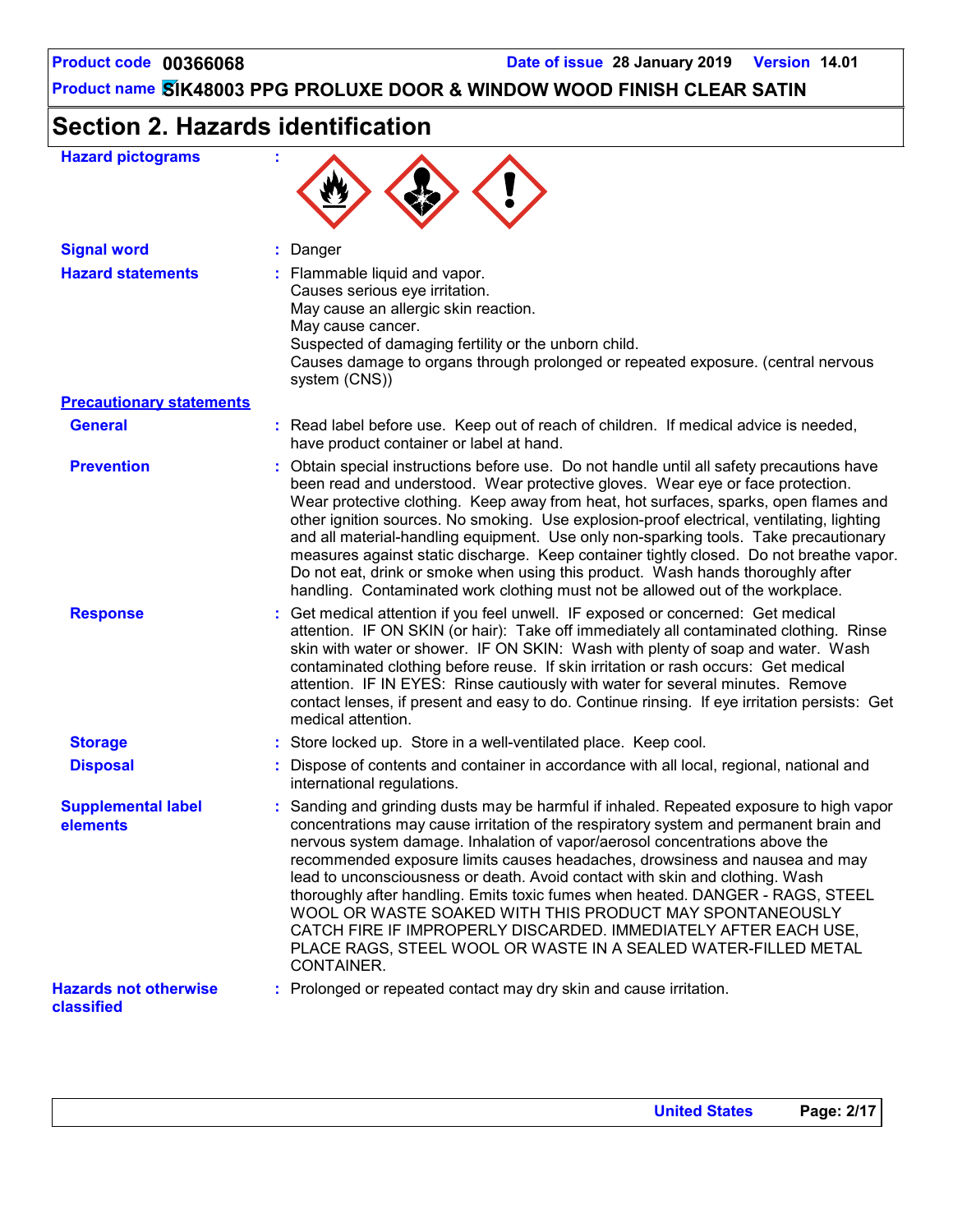# Section 2. Hazards identification

**Hazard pictograms** :

**Signal word** : Danger

**Hazard statements** : Flammable liquid and vapor.
Causes serious eye irritation.
May cause an allergic skin reaction.
May cause cancer.
Suspected of damaging fertility or the unborn child.
Causes damage to organs through prolonged or repeated exposure. (central nervous system (CNS))

**Precautionary statements**

**General** : Read label before use. Keep out of reach of children. If medical advice is needed, have product container or label at hand.

**Prevention** : Obtain special instructions before use. Do not handle until all safety precautions have been read and understood. Wear protective gloves. Wear eye or face protection. Wear protective clothing. Keep away from heat, hot surfaces, sparks, open flames and other ignition sources. No smoking. Use explosion-proof electrical, ventilating, lighting and all material-handling equipment. Use only non-sparking tools. Take precautionary measures against static discharge. Keep container tightly closed. Do not breathe vapor. Do not eat, drink or smoke when using this product. Wash hands thoroughly after handling. Contaminated work clothing must not be allowed out of the workplace.

**Response** : Get medical attention if you feel unwell. IF exposed or concerned: Get medical attention. IF ON SKIN (or hair): Take off immediately all contaminated clothing. Rinse skin with water or shower. IF ON SKIN: Wash with plenty of soap and water. Wash contaminated clothing before reuse. If skin irritation or rash occurs: Get medical attention. IF IN EYES: Rinse cautiously with water for several minutes. Remove contact lenses, if present and easy to do. Continue rinsing. If eye irritation persists: Get medical attention.

**Storage** : Store locked up. Store in a well-ventilated place. Keep cool.

**Disposal** : Dispose of contents and container in accordance with all local, regional, national and international regulations.

**Supplemental label elements** : Sanding and grinding dusts may be harmful if inhaled. Repeated exposure to high vapor concentrations may cause irritation of the respiratory system and permanent brain and nervous system damage. Inhalation of vapor/aerosol concentrations above the recommended exposure limits causes headaches, drowsiness and nausea and may lead to unconsciousness or death. Avoid contact with skin and clothing. Wash thoroughly after handling. Emits toxic fumes when heated. DANGER - RAGS, STEEL WOOL OR WASTE SOAKED WITH THIS PRODUCT MAY SPONTANEOUSLY CATCH FIRE IF IMPROPERLY DISCARDED. IMMEDIATELY AFTER EACH USE, PLACE RAGS, STEEL WOOL OR WASTE IN A SEALED WATER-FILLED METAL CONTAINER.

**Hazards not otherwise classified** : Prolonged or repeated contact may dry skin and cause irritation.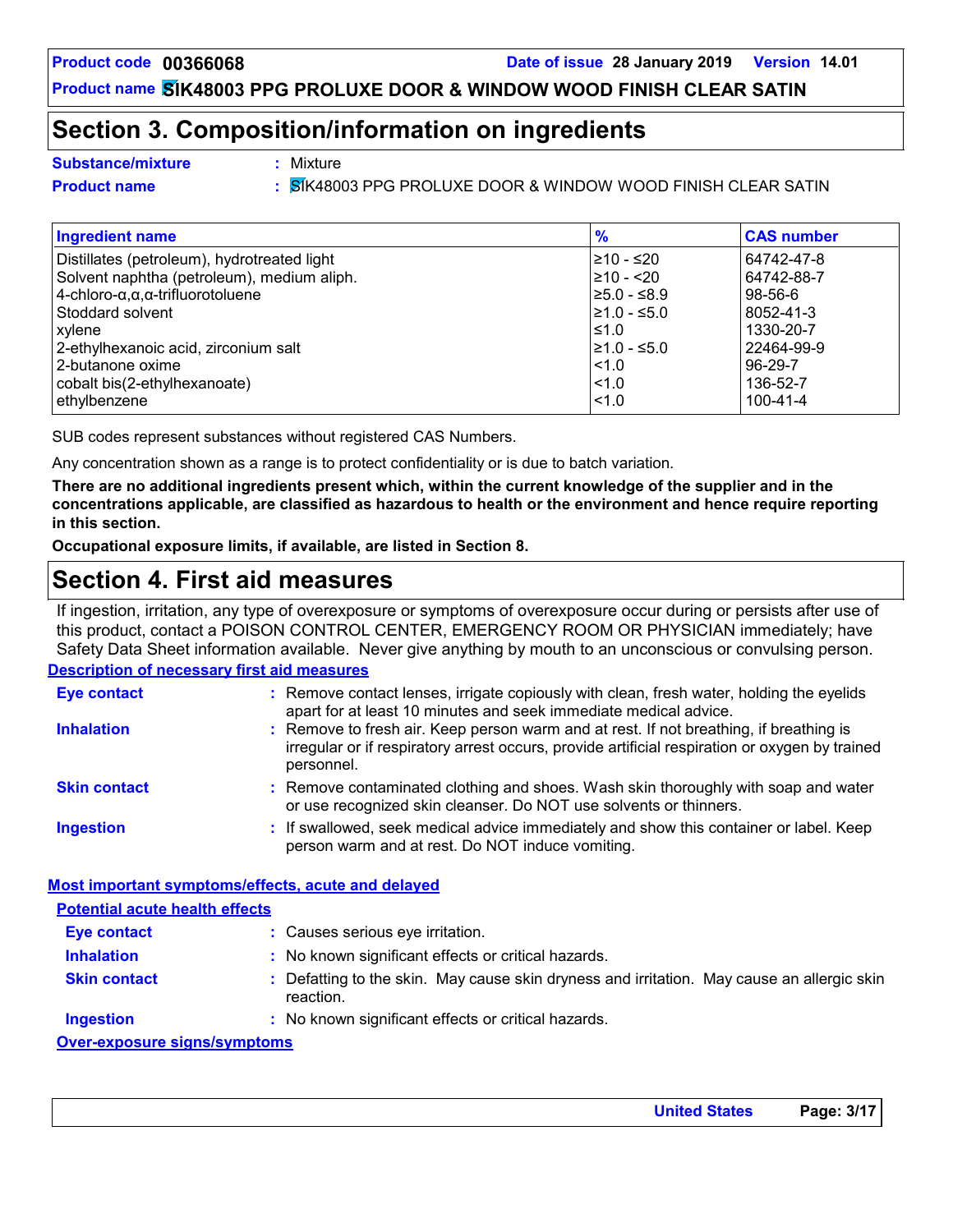# Section 3. Composition/information on ingredients

**Substance/mixture** : Mixture

**Product name** : SIK48003 PPG PROLUXE DOOR & WINDOW WOOD FINISH CLEAR SATIN

| Ingredient name | % | CAS number |
|---|---|---|
| Distillates (petroleum), hydrotreated light | ≥10 - ≤20 | 64742-47-8 |
| Solvent naphtha (petroleum), medium aliph. | ≥10 - <20 | 64742-88-7 |
| 4-chloro-α,α,α-trifluorotoluene | ≥5.0 - ≤8.9 | 98-56-6 |
| Stoddard solvent | ≥1.0 - ≤5.0 | 8052-41-3 |
| xylene | ≤1.0 | 1330-20-7 |
| 2-ethylhexanoic acid, zirconium salt | ≥1.0 - ≤5.0 | 22464-99-9 |
| 2-butanone oxime | <1.0 | 96-29-7 |
| cobalt bis(2-ethylhexanoate) | <1.0 | 136-52-7 |
| ethylbenzene | <1.0 | 100-41-4 |

SUB codes represent substances without registered CAS Numbers.

Any concentration shown as a range is to protect confidentiality or is due to batch variation.

**There are no additional ingredients present which, within the current knowledge of the supplier and in the concentrations applicable, are classified as hazardous to health or the environment and hence require reporting in this section.**

**Occupational exposure limits, if available, are listed in Section 8.**

# Section 4. First aid measures

If ingestion, irritation, any type of overexposure or symptoms of overexposure occur during or persists after use of this product, contact a POISON CONTROL CENTER, EMERGENCY ROOM OR PHYSICIAN immediately; have Safety Data Sheet information available. Never give anything by mouth to an unconscious or convulsing person.

**Description of necessary first aid measures**

**Eye contact** : Remove contact lenses, irrigate copiously with clean, fresh water, holding the eyelids apart for at least 10 minutes and seek immediate medical advice.

**Inhalation** : Remove to fresh air. Keep person warm and at rest. If not breathing, if breathing is irregular or if respiratory arrest occurs, provide artificial respiration or oxygen by trained personnel.

**Skin contact** : Remove contaminated clothing and shoes. Wash skin thoroughly with soap and water or use recognized skin cleanser. Do NOT use solvents or thinners.

**Ingestion** : If swallowed, seek medical advice immediately and show this container or label. Keep person warm and at rest. Do NOT induce vomiting.

**Most important symptoms/effects, acute and delayed**

**Potential acute health effects**

**Eye contact** : Causes serious eye irritation.

**Inhalation** : No known significant effects or critical hazards.

**Skin contact** : Defatting to the skin. May cause skin dryness and irritation. May cause an allergic skin reaction.

**Ingestion** : No known significant effects or critical hazards.

**Over-exposure signs/symptoms**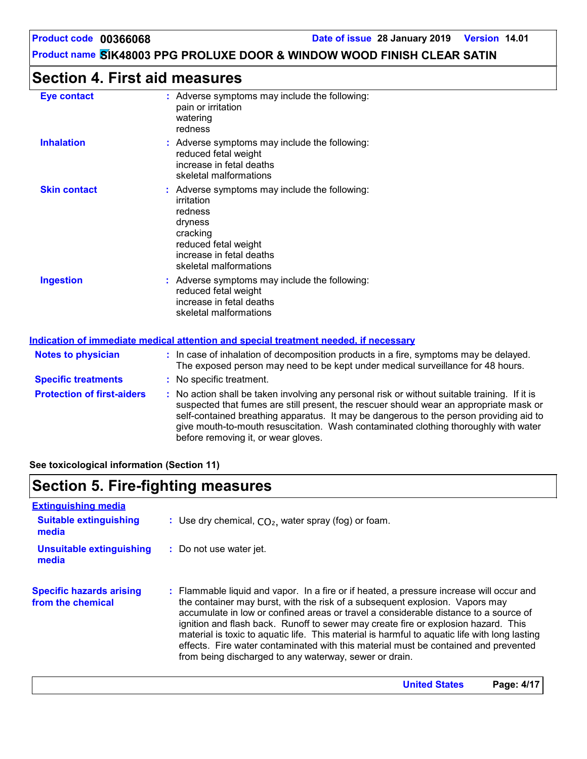## Section 4. First aid measures

| | |
|---|---|
| **Eye contact** | Adverse symptoms may include the following:<br>pain or irritation<br>watering<br>redness |
| **Inhalation** | Adverse symptoms may include the following:<br>reduced fetal weight<br>increase in fetal deaths<br>skeletal malformations |
| **Skin contact** | Adverse symptoms may include the following:<br>irritation<br>redness<br>dryness<br>cracking<br>reduced fetal weight<br>increase in fetal deaths<br>skeletal malformations |
| **Ingestion** | Adverse symptoms may include the following:<br>reduced fetal weight<br>increase in fetal deaths<br>skeletal malformations |

### Indication of immediate medical attention and special treatment needed, if necessary

| | |
|---|---|
| **Notes to physician** | In case of inhalation of decomposition products in a fire, symptoms may be delayed. The exposed person may need to be kept under medical surveillance for 48 hours. |
| **Specific treatments** | No specific treatment. |
| **Protection of first-aiders** | No action shall be taken involving any personal risk or without suitable training. If it is suspected that fumes are still present, the rescuer should wear an appropriate mask or self-contained breathing apparatus. It may be dangerous to the person providing aid to give mouth-to-mouth resuscitation. Wash contaminated clothing thoroughly with water before removing it, or wear gloves. |

**See toxicological information (Section 11)**

## Section 5. Fire-fighting measures

### Extinguishing media

| | |
|---|---|
| **Suitable extinguishing media** | Use dry chemical, $CO_2$, water spray (fog) or foam. |
| **Unsuitable extinguishing media** | Do not use water jet. |
| **Specific hazards arising from the chemical** | Flammable liquid and vapor. In a fire or if heated, a pressure increase will occur and the container may burst, with the risk of a subsequent explosion. Vapors may accumulate in low or confined areas or travel a considerable distance to a source of ignition and flash back. Runoff to sewer may create fire or explosion hazard. This material is toxic to aquatic life. This material is harmful to aquatic life with long lasting effects. Fire water contaminated with this material must be contained and prevented from being discharged to any waterway, sewer or drain. |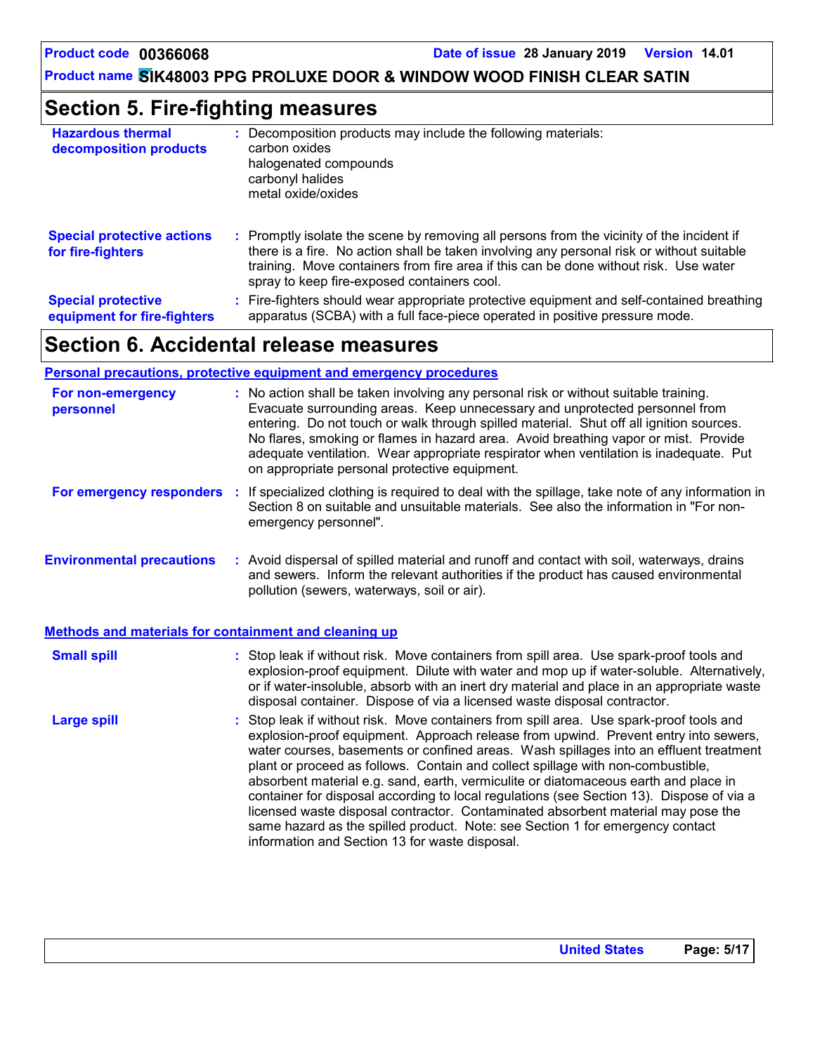## Section 5. Fire-fighting measures

| | |
|---|---|
| **Hazardous thermal decomposition products** | Decomposition products may include the following materials:<br>carbon oxides<br>halogenated compounds<br>carbonyl halides<br>metal oxide/oxides |
| **Special protective actions for fire-fighters** | Promptly isolate the scene by removing all persons from the vicinity of the incident if there is a fire. No action shall be taken involving any personal risk or without suitable training. Move containers from fire area if this can be done without risk. Use water spray to keep fire-exposed containers cool. |
| **Special protective equipment for fire-fighters** | Fire-fighters should wear appropriate protective equipment and self-contained breathing apparatus (SCBA) with a full face-piece operated in positive pressure mode. |

## Section 6. Accidental release measures

### Personal precautions, protective equipment and emergency procedures

| | |
|---|---|
| **For non-emergency personnel** | No action shall be taken involving any personal risk or without suitable training. Evacuate surrounding areas. Keep unnecessary and unprotected personnel from entering. Do not touch or walk through spilled material. Shut off all ignition sources. No flares, smoking or flames in hazard area. Avoid breathing vapor or mist. Provide adequate ventilation. Wear appropriate respirator when ventilation is inadequate. Put on appropriate personal protective equipment. |
| **For emergency responders** | If specialized clothing is required to deal with the spillage, take note of any information in Section 8 on suitable and unsuitable materials. See also the information in "For non-emergency personnel". |
| **Environmental precautions** | Avoid dispersal of spilled material and runoff and contact with soil, waterways, drains and sewers. Inform the relevant authorities if the product has caused environmental pollution (sewers, waterways, soil or air). |

### Methods and materials for containment and cleaning up

| | |
|---|---|
| **Small spill** | Stop leak if without risk. Move containers from spill area. Use spark-proof tools and explosion-proof equipment. Dilute with water and mop up if water-soluble. Alternatively, or if water-insoluble, absorb with an inert dry material and place in an appropriate waste disposal container. Dispose of via a licensed waste disposal contractor. |
| **Large spill** | Stop leak if without risk. Move containers from spill area. Use spark-proof tools and explosion-proof equipment. Approach release from upwind. Prevent entry into sewers, water courses, basements or confined areas. Wash spillages into an effluent treatment plant or proceed as follows. Contain and collect spillage with non-combustible, absorbent material e.g. sand, earth, vermiculite or diatomaceous earth and place in container for disposal according to local regulations (see Section 13). Dispose of via a licensed waste disposal contractor. Contaminated absorbent material may pose the same hazard as the spilled product. Note: see Section 1 for emergency contact information and Section 13 for waste disposal. |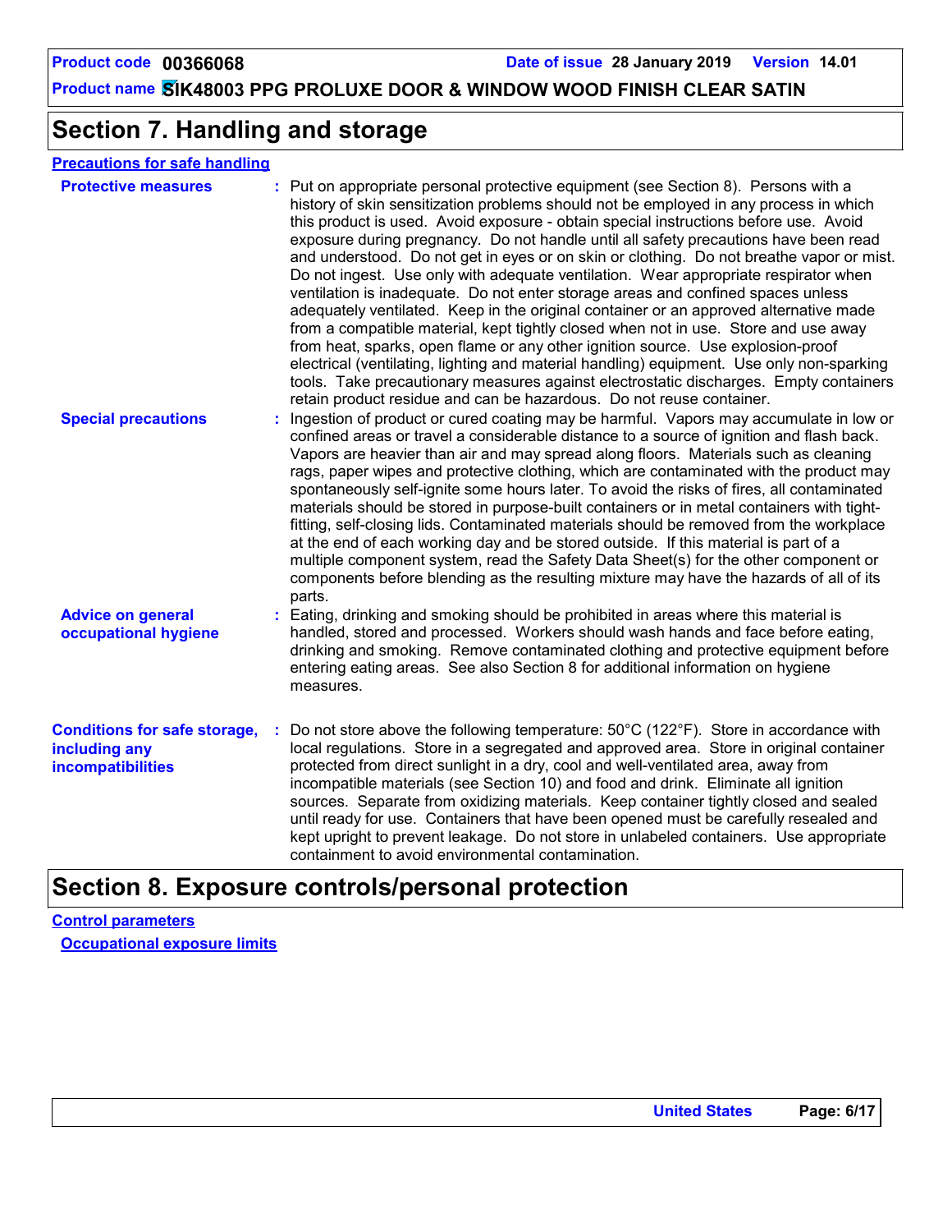# Section 7. Handling and storage

**Precautions for safe handling**

**Protective measures** : Put on appropriate personal protective equipment (see Section 8). Persons with a history of skin sensitization problems should not be employed in any process in which this product is used. Avoid exposure - obtain special instructions before use. Avoid exposure during pregnancy. Do not handle until all safety precautions have been read and understood. Do not get in eyes or on skin or clothing. Do not breathe vapor or mist. Do not ingest. Use only with adequate ventilation. Wear appropriate respirator when ventilation is inadequate. Do not enter storage areas and confined spaces unless adequately ventilated. Keep in the original container or an approved alternative made from a compatible material, kept tightly closed when not in use. Store and use away from heat, sparks, open flame or any other ignition source. Use explosion-proof electrical (ventilating, lighting and material handling) equipment. Use only non-sparking tools. Take precautionary measures against electrostatic discharges. Empty containers retain product residue and can be hazardous. Do not reuse container.

**Special precautions** : Ingestion of product or cured coating may be harmful. Vapors may accumulate in low or confined areas or travel a considerable distance to a source of ignition and flash back. Vapors are heavier than air and may spread along floors. Materials such as cleaning rags, paper wipes and protective clothing, which are contaminated with the product may spontaneously self-ignite some hours later. To avoid the risks of fires, all contaminated materials should be stored in purpose-built containers or in metal containers with tight-fitting, self-closing lids. Contaminated materials should be removed from the workplace at the end of each working day and be stored outside. If this material is part of a multiple component system, read the Safety Data Sheet(s) for the other component or components before blending as the resulting mixture may have the hazards of all of its parts.

**Advice on general occupational hygiene** : Eating, drinking and smoking should be prohibited in areas where this material is handled, stored and processed. Workers should wash hands and face before eating, drinking and smoking. Remove contaminated clothing and protective equipment before entering eating areas. See also Section 8 for additional information on hygiene measures.

**Conditions for safe storage, including any incompatibilities** : Do not store above the following temperature: 50°C (122°F). Store in accordance with local regulations. Store in a segregated and approved area. Store in original container protected from direct sunlight in a dry, cool and well-ventilated area, away from incompatible materials (see Section 10) and food and drink. Eliminate all ignition sources. Separate from oxidizing materials. Keep container tightly closed and sealed until ready for use. Containers that have been opened must be carefully resealed and kept upright to prevent leakage. Do not store in unlabeled containers. Use appropriate containment to avoid environmental contamination.

# Section 8. Exposure controls/personal protection

**Control parameters**

**Occupational exposure limits**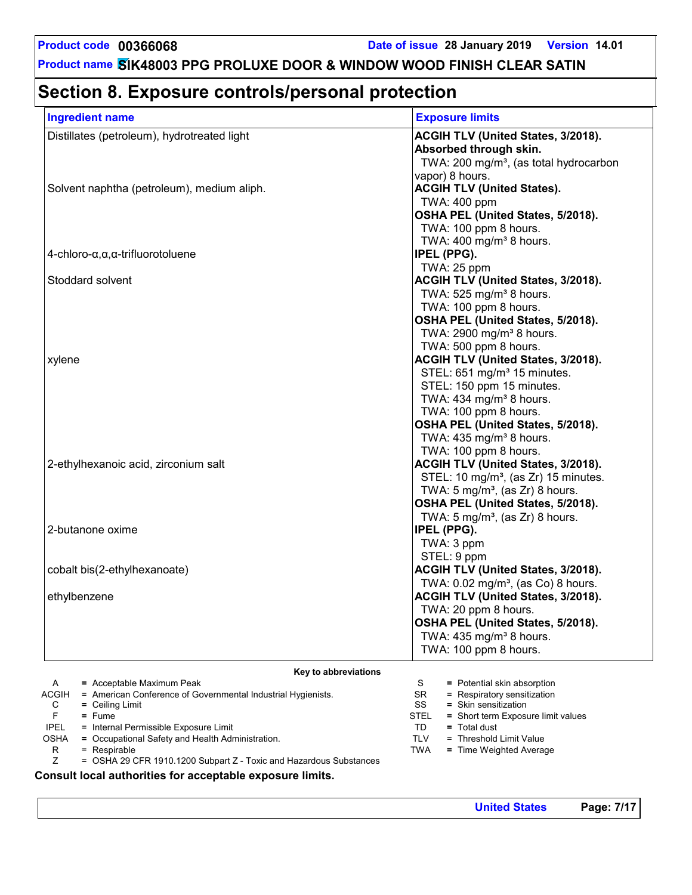# Section 8. Exposure controls/personal protection

| Ingredient name | Exposure limits |
|---|---|
| Distillates (petroleum), hydrotreated light | **ACGIH TLV (United States, 3/2018). Absorbed through skin.**<br>TWA: 200 mg/m³, (as total hydrocarbon vapor) 8 hours. |
| Solvent naphtha (petroleum), medium aliph. | **ACGIH TLV (United States).**<br>TWA: 400 ppm<br>**OSHA PEL (United States, 5/2018).**<br>TWA: 100 ppm 8 hours.<br>TWA: 400 mg/m³ 8 hours. |
| 4-chloro-α,α,α-trifluorotoluene | **IPEL (PPG).**<br>TWA: 25 ppm |
| Stoddard solvent | **ACGIH TLV (United States, 3/2018).**<br>TWA: 525 mg/m³ 8 hours.<br>TWA: 100 ppm 8 hours.<br>**OSHA PEL (United States, 5/2018).**<br>TWA: 2900 mg/m³ 8 hours.<br>TWA: 500 ppm 8 hours. |
| xylene | **ACGIH TLV (United States, 3/2018).**<br>STEL: 651 mg/m³ 15 minutes.<br>STEL: 150 ppm 15 minutes.<br>TWA: 434 mg/m³ 8 hours.<br>TWA: 100 ppm 8 hours.<br>**OSHA PEL (United States, 5/2018).**<br>TWA: 435 mg/m³ 8 hours.<br>TWA: 100 ppm 8 hours. |
| 2-ethylhexanoic acid, zirconium salt | **ACGIH TLV (United States, 3/2018).**<br>STEL: 10 mg/m³, (as Zr) 15 minutes.<br>TWA: 5 mg/m³, (as Zr) 8 hours.<br>**OSHA PEL (United States, 5/2018).**<br>TWA: 5 mg/m³, (as Zr) 8 hours. |
| 2-butanone oxime | **IPEL (PPG).**<br>TWA: 3 ppm<br>STEL: 9 ppm |
| cobalt bis(2-ethylhexanoate) | **ACGIH TLV (United States, 3/2018).**<br>TWA: 0.02 mg/m³, (as Co) 8 hours. |
| ethylbenzene | **ACGIH TLV (United States, 3/2018).**<br>TWA: 20 ppm 8 hours.<br>**OSHA PEL (United States, 5/2018).**<br>TWA: 435 mg/m³ 8 hours.<br>TWA: 100 ppm 8 hours. |

**Key to abbreviations**

| | | | |
|---|---|---|---|
| A | = Acceptable Maximum Peak | S | = Potential skin absorption |
| ACGIH | = American Conference of Governmental Industrial Hygienists. | SR | = Respiratory sensitization |
| C | = Ceiling Limit | SS | = Skin sensitization |
| F | = Fume | STEL | = Short term Exposure limit values |
| IPEL | = Internal Permissible Exposure Limit | TD | = Total dust |
| OSHA | = Occupational Safety and Health Administration. | TLV | = Threshold Limit Value |
| R | = Respirable | TWA | = Time Weighted Average |
| Z | = OSHA 29 CFR 1910.1200 Subpart Z - Toxic and Hazardous Substances | | |

**Consult local authorities for acceptable exposure limits.**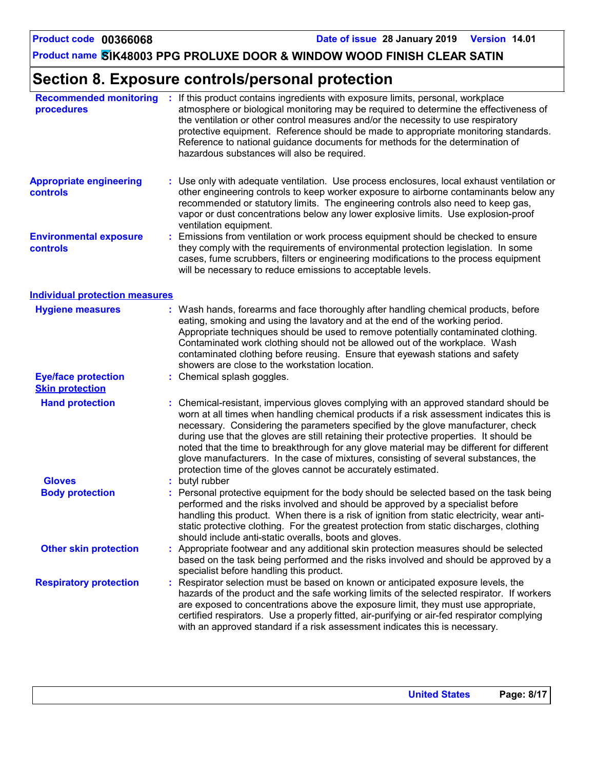# Section 8. Exposure controls/personal protection

**Recommended monitoring procedures** : If this product contains ingredients with exposure limits, personal, workplace atmosphere or biological monitoring may be required to determine the effectiveness of the ventilation or other control measures and/or the necessity to use respiratory protective equipment. Reference should be made to appropriate monitoring standards. Reference to national guidance documents for methods for the determination of hazardous substances will also be required.

**Appropriate engineering controls** : Use only with adequate ventilation. Use process enclosures, local exhaust ventilation or other engineering controls to keep worker exposure to airborne contaminants below any recommended or statutory limits. The engineering controls also need to keep gas, vapor or dust concentrations below any lower explosive limits. Use explosion-proof ventilation equipment.

**Environmental exposure controls** : Emissions from ventilation or work process equipment should be checked to ensure they comply with the requirements of environmental protection legislation. In some cases, fume scrubbers, filters or engineering modifications to the process equipment will be necessary to reduce emissions to acceptable levels.

## Individual protection measures

**Hygiene measures** : Wash hands, forearms and face thoroughly after handling chemical products, before eating, smoking and using the lavatory and at the end of the working period. Appropriate techniques should be used to remove potentially contaminated clothing. Contaminated work clothing should not be allowed out of the workplace. Wash contaminated clothing before reusing. Ensure that eyewash stations and safety showers are close to the workstation location.

**Eye/face protection** : Chemical splash goggles.

### Skin protection

**Hand protection** : Chemical-resistant, impervious gloves complying with an approved standard should be worn at all times when handling chemical products if a risk assessment indicates this is necessary. Considering the parameters specified by the glove manufacturer, check during use that the gloves are still retaining their protective properties. It should be noted that the time to breakthrough for any glove material may be different for different glove manufacturers. In the case of mixtures, consisting of several substances, the protection time of the gloves cannot be accurately estimated.

**Gloves** : butyl rubber

**Body protection** : Personal protective equipment for the body should be selected based on the task being performed and the risks involved and should be approved by a specialist before handling this product. When there is a risk of ignition from static electricity, wear anti-static protective clothing. For the greatest protection from static discharges, clothing should include anti-static overalls, boots and gloves.

**Other skin protection** : Appropriate footwear and any additional skin protection measures should be selected based on the task being performed and the risks involved and should be approved by a specialist before handling this product.

**Respiratory protection** : Respirator selection must be based on known or anticipated exposure levels, the hazards of the product and the safe working limits of the selected respirator. If workers are exposed to concentrations above the exposure limit, they must use appropriate, certified respirators. Use a properly fitted, air-purifying or air-fed respirator complying with an approved standard if a risk assessment indicates this is necessary.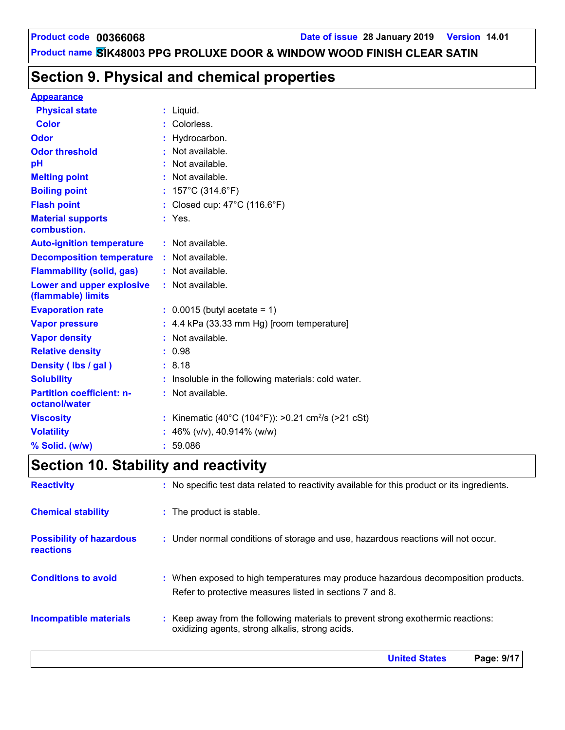## Section 9. Physical and chemical properties

**Appearance**

| | |
|---|---|
| **Physical state** | Liquid. |
| **Color** | Colorless. |
| **Odor** | Hydrocarbon. |
| **Odor threshold** | Not available. |
| **pH** | Not available. |
| **Melting point** | Not available. |
| **Boiling point** | 157°C (314.6°F) |
| **Flash point** | Closed cup: 47°C (116.6°F) |
| **Material supports combustion.** | Yes. |
| **Auto-ignition temperature** | Not available. |
| **Decomposition temperature** | Not available. |
| **Flammability (solid, gas)** | Not available. |
| **Lower and upper explosive (flammable) limits** | Not available. |
| **Evaporation rate** | 0.0015 (butyl acetate = 1) |
| **Vapor pressure** | 4.4 kPa (33.33 mm Hg) [room temperature] |
| **Vapor density** | Not available. |
| **Relative density** | 0.98 |
| **Density ( lbs / gal )** | 8.18 |
| **Solubility** | Insoluble in the following materials: cold water. |
| **Partition coefficient: n-octanol/water** | Not available. |
| **Viscosity** | Kinematic (40°C (104°F)): >0.21 $cm^2/s$ (>21 cSt) |
| **Volatility** | 46% (v/v), 40.914% (w/w) |
| **% Solid. (w/w)** | 59.086 |

## Section 10. Stability and reactivity

| | |
|---|---|
| **Reactivity** | No specific test data related to reactivity available for this product or its ingredients. |
| **Chemical stability** | The product is stable. |
| **Possibility of hazardous reactions** | Under normal conditions of storage and use, hazardous reactions will not occur. |
| **Conditions to avoid** | When exposed to high temperatures may produce hazardous decomposition products. Refer to protective measures listed in sections 7 and 8. |
| **Incompatible materials** | Keep away from the following materials to prevent strong exothermic reactions: oxidizing agents, strong alkalis, strong acids. |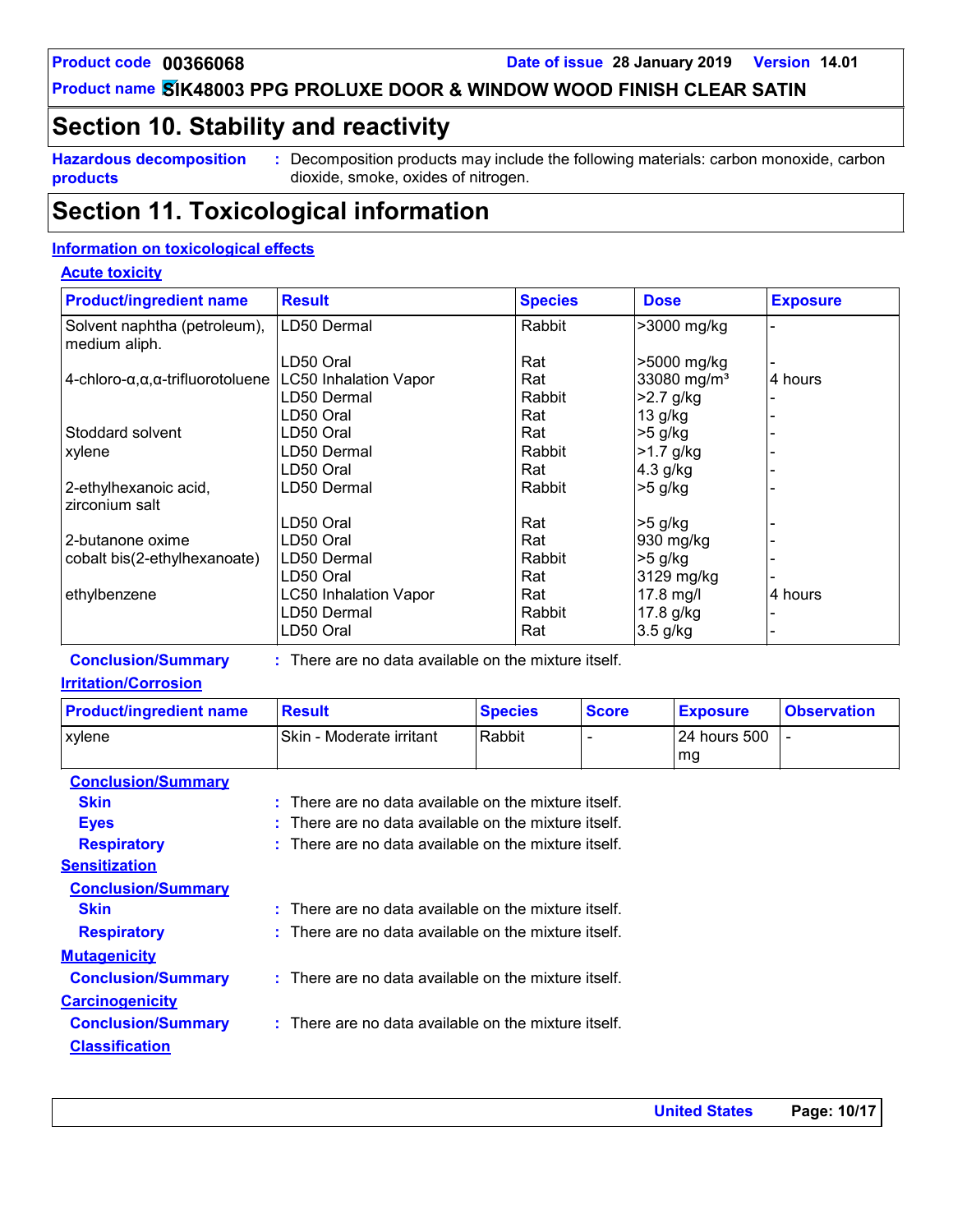## Section 10. Stability and reactivity

**Hazardous decomposition products** : Decomposition products may include the following materials: carbon monoxide, carbon dioxide, smoke, oxides of nitrogen.

## Section 11. Toxicological information

### Information on toxicological effects

#### Acute toxicity

| Product/ingredient name | Result | Species | Dose | Exposure |
|---|---|---|---|---|
| Solvent naphtha (petroleum), medium aliph. | LD50 Dermal | Rabbit | >3000 mg/kg | - |
| | LD50 Oral | Rat | >5000 mg/kg | - |
| 4-chloro-α,α,α-trifluorotoluene | LC50 Inhalation Vapor | Rat | 33080 mg/m³ | 4 hours |
| | LD50 Dermal | Rabbit | >2.7 g/kg | - |
| | LD50 Oral | Rat | 13 g/kg | - |
| Stoddard solvent | LD50 Oral | Rat | >5 g/kg | - |
| xylene | LD50 Dermal | Rabbit | >1.7 g/kg | - |
| | LD50 Oral | Rat | 4.3 g/kg | - |
| 2-ethylhexanoic acid, zirconium salt | LD50 Dermal | Rabbit | >5 g/kg | - |
| | LD50 Oral | Rat | >5 g/kg | - |
| 2-butanone oxime | LD50 Oral | Rat | 930 mg/kg | - |
| cobalt bis(2-ethylhexanoate) | LD50 Dermal | Rabbit | >5 g/kg | - |
| | LD50 Oral | Rat | 3129 mg/kg | - |
| ethylbenzene | LC50 Inhalation Vapor | Rat | 17.8 mg/l | 4 hours |
| | LD50 Dermal | Rabbit | 17.8 g/kg | - |
| | LD50 Oral | Rat | 3.5 g/kg | - |

**Conclusion/Summary** : There are no data available on the mixture itself.

#### Irritation/Corrosion

| Product/ingredient name | Result | Species | Score | Exposure | Observation |
|---|---|---|---|---|---|
| xylene | Skin - Moderate irritant | Rabbit | - | 24 hours 500 mg | - |

**Conclusion/Summary**

**Skin** : There are no data available on the mixture itself.

**Eyes** : There are no data available on the mixture itself.

**Respiratory** : There are no data available on the mixture itself.

#### Sensitization

**Conclusion/Summary**

**Skin** : There are no data available on the mixture itself.

**Respiratory** : There are no data available on the mixture itself.

#### Mutagenicity

**Conclusion/Summary** : There are no data available on the mixture itself.

#### Carcinogenicity

**Conclusion/Summary** : There are no data available on the mixture itself.

#### Classification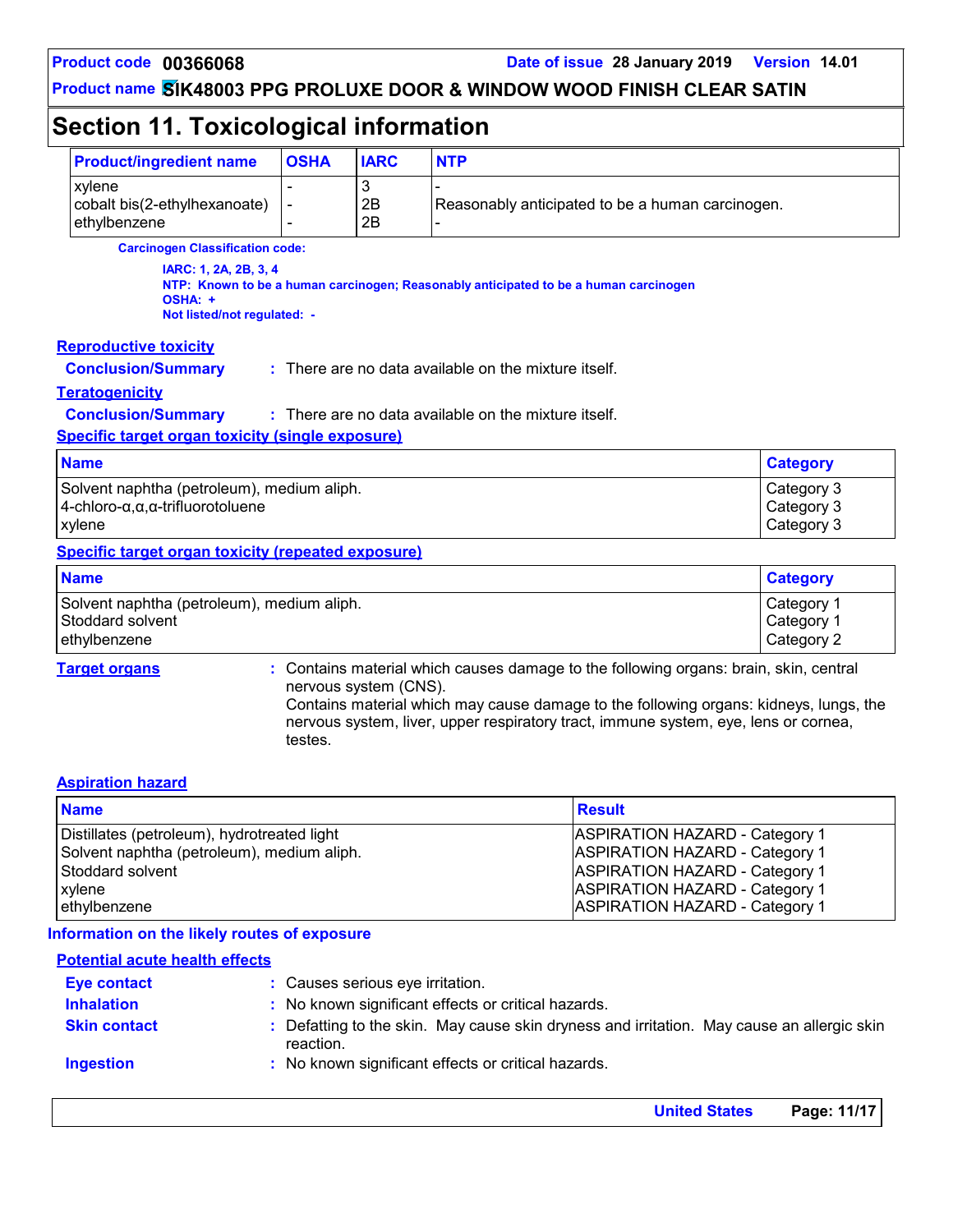## Section 11. Toxicological information

| Product/ingredient name | OSHA | IARC | NTP |
|---|---|---|---|
| xylene | - | 3 | - |
| cobalt bis(2-ethylhexanoate) | - | 2B | Reasonably anticipated to be a human carcinogen. |
| ethylbenzene | - | 2B | - |

**Carcinogen Classification code:**

**IARC: 1, 2A, 2B, 3, 4**
**NTP: Known to be a human carcinogen; Reasonably anticipated to be a human carcinogen**
**OSHA: +**
**Not listed/not regulated: -**

### Reproductive toxicity

**Conclusion/Summary** : There are no data available on the mixture itself.

### Teratogenicity

**Conclusion/Summary** : There are no data available on the mixture itself.

### Specific target organ toxicity (single exposure)

| Name | Category |
|---|---|
| Solvent naphtha (petroleum), medium aliph. | Category 3 |
| 4-chloro-α,α,α-trifluorotoluene | Category 3 |
| xylene | Category 3 |

### Specific target organ toxicity (repeated exposure)

| Name | Category |
|---|---|
| Solvent naphtha (petroleum), medium aliph. | Category 1 |
| Stoddard solvent | Category 1 |
| ethylbenzene | Category 2 |

**Target organs** : Contains material which causes damage to the following organs: brain, skin, central nervous system (CNS).
Contains material which may cause damage to the following organs: kidneys, lungs, the nervous system, liver, upper respiratory tract, immune system, eye, lens or cornea, testes.

### Aspiration hazard

| Name | Result |
|---|---|
| Distillates (petroleum), hydrotreated light | ASPIRATION HAZARD - Category 1 |
| Solvent naphtha (petroleum), medium aliph. | ASPIRATION HAZARD - Category 1 |
| Stoddard solvent | ASPIRATION HAZARD - Category 1 |
| xylene | ASPIRATION HAZARD - Category 1 |
| ethylbenzene | ASPIRATION HAZARD - Category 1 |

**Information on the likely routes of exposure**

### Potential acute health effects

**Eye contact** : Causes serious eye irritation.

**Inhalation** : No known significant effects or critical hazards.

**Skin contact** : Defatting to the skin. May cause skin dryness and irritation. May cause an allergic skin reaction.

**Ingestion** : No known significant effects or critical hazards.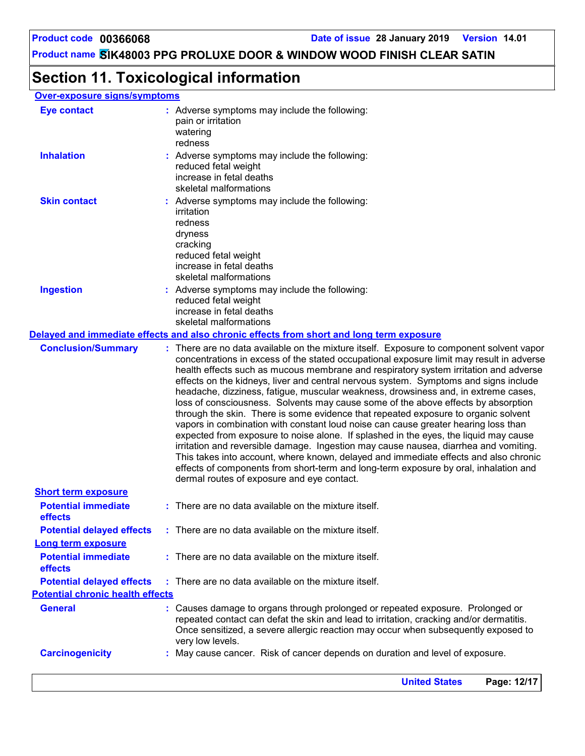# Section 11. Toxicological information

**Over-exposure signs/symptoms**

| | |
|---|---|
| **Eye contact** | : Adverse symptoms may include the following:<br>pain or irritation<br>watering<br>redness |
| **Inhalation** | : Adverse symptoms may include the following:<br>reduced fetal weight<br>increase in fetal deaths<br>skeletal malformations |
| **Skin contact** | : Adverse symptoms may include the following:<br>irritation<br>redness<br>dryness<br>cracking<br>reduced fetal weight<br>increase in fetal deaths<br>skeletal malformations |
| **Ingestion** | : Adverse symptoms may include the following:<br>reduced fetal weight<br>increase in fetal deaths<br>skeletal malformations |

**Delayed and immediate effects and also chronic effects from short and long term exposure**

| | |
|---|---|
| **Conclusion/Summary** | : There are no data available on the mixture itself. Exposure to component solvent vapor concentrations in excess of the stated occupational exposure limit may result in adverse health effects such as mucous membrane and respiratory system irritation and adverse effects on the kidneys, liver and central nervous system. Symptoms and signs include headache, dizziness, fatigue, muscular weakness, drowsiness and, in extreme cases, loss of consciousness. Solvents may cause some of the above effects by absorption through the skin. There is some evidence that repeated exposure to organic solvent vapors in combination with constant loud noise can cause greater hearing loss than expected from exposure to noise alone. If splashed in the eyes, the liquid may cause irritation and reversible damage. Ingestion may cause nausea, diarrhea and vomiting. This takes into account, where known, delayed and immediate effects and also chronic effects of components from short-term and long-term exposure by oral, inhalation and dermal routes of exposure and eye contact. |

**Short term exposure**

| | |
|---|---|
| **Potential immediate effects** | : There are no data available on the mixture itself. |
| **Potential delayed effects** | : There are no data available on the mixture itself. |

**Long term exposure**

| | |
|---|---|
| **Potential immediate effects** | : There are no data available on the mixture itself. |
| **Potential delayed effects** | : There are no data available on the mixture itself. |

**Potential chronic health effects**

| | |
|---|---|
| **General** | : Causes damage to organs through prolonged or repeated exposure. Prolonged or repeated contact can defat the skin and lead to irritation, cracking and/or dermatitis. Once sensitized, a severe allergic reaction may occur when subsequently exposed to very low levels. |
| **Carcinogenicity** | : May cause cancer. Risk of cancer depends on duration and level of exposure. |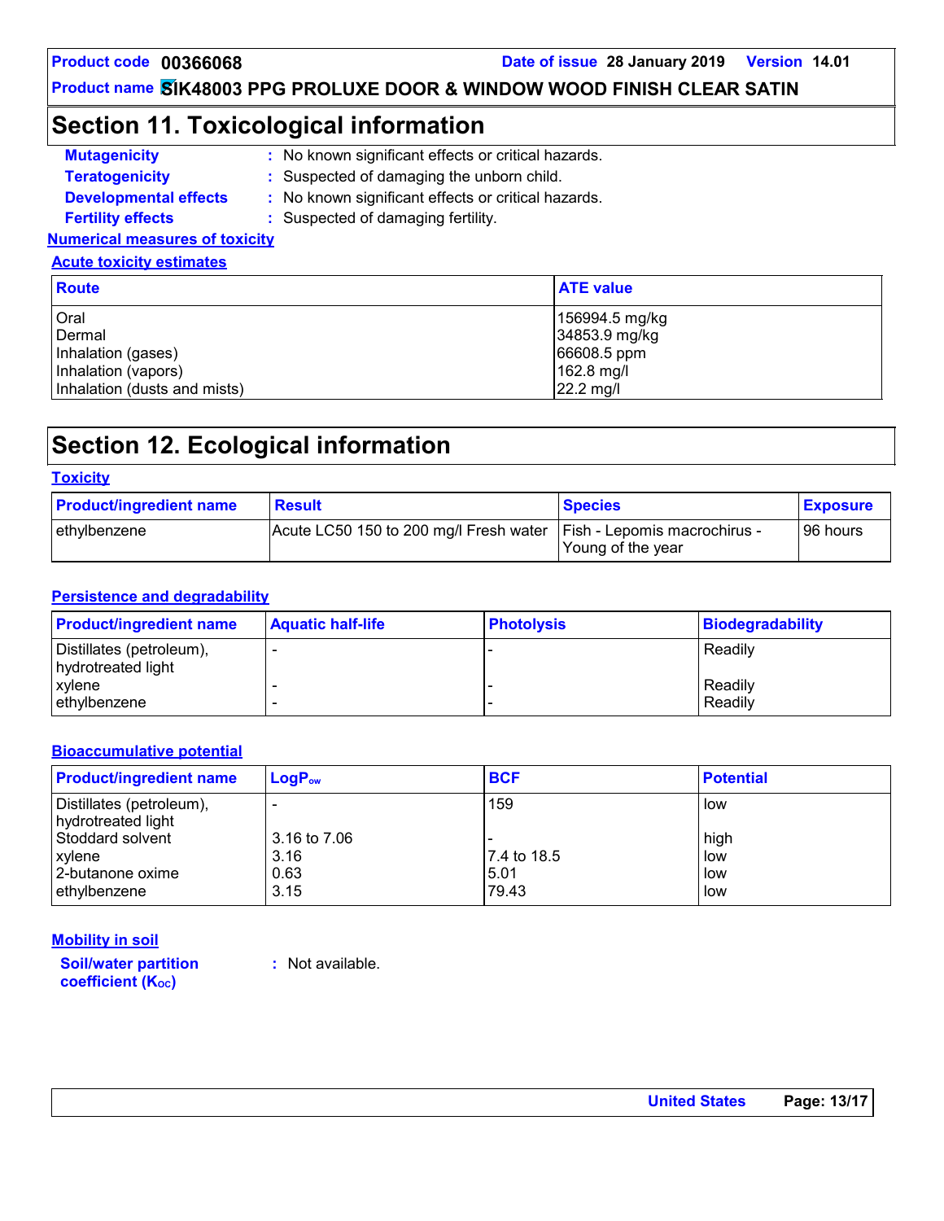## Section 11. Toxicological information

**Mutagenicity** : No known significant effects or critical hazards.

**Teratogenicity** : Suspected of damaging the unborn child.

**Developmental effects** : No known significant effects or critical hazards.

**Fertility effects** : Suspected of damaging fertility.

**Numerical measures of toxicity**

**Acute toxicity estimates**

| Route | ATE value |
|---|---|
| Oral | 156994.5 mg/kg |
| Dermal | 34853.9 mg/kg |
| Inhalation (gases) | 66608.5 ppm |
| Inhalation (vapors) | 162.8 mg/l |
| Inhalation (dusts and mists) | 22.2 mg/l |

## Section 12. Ecological information

**Toxicity**

| Product/ingredient name | Result | Species | Exposure |
|---|---|---|---|
| ethylbenzene | Acute LC50 150 to 200 mg/l Fresh water | Fish - Lepomis macrochirus - Young of the year | 96 hours |

**Persistence and degradability**

| Product/ingredient name | Aquatic half-life | Photolysis | Biodegradability |
|---|---|---|---|
| Distillates (petroleum), hydrotreated light | - | - | Readily |
| xylene | - | - | Readily |
| ethylbenzene | - | - | Readily |

**Bioaccumulative potential**

| Product/ingredient name | $LogP_{ow}$ | BCF | Potential |
|---|---|---|---|
| Distillates (petroleum), hydrotreated light | - | 159 | low |
| Stoddard solvent | 3.16 to 7.06 | - | high |
| xylene | 3.16 | 7.4 to 18.5 | low |
| 2-butanone oxime | 0.63 | 5.01 | low |
| ethylbenzene | 3.15 | 79.43 | low |

**Mobility in soil**

**Soil/water partition coefficient ($K_{OC}$)** : Not available.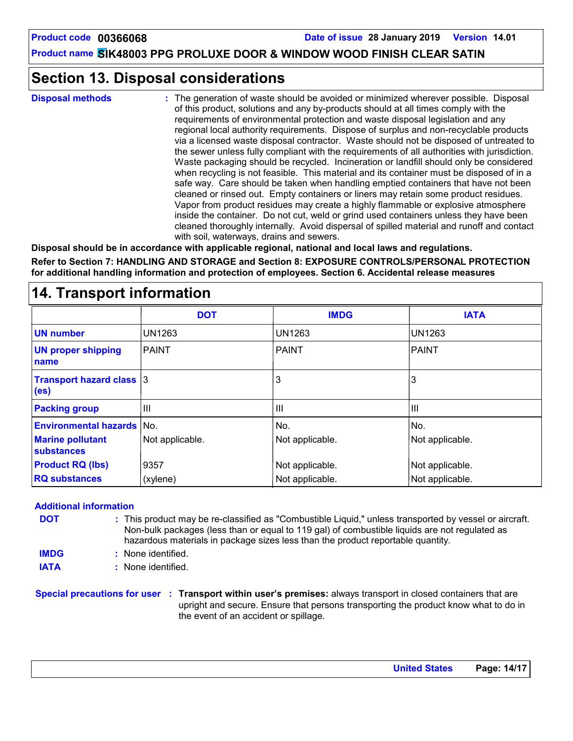## Section 13. Disposal considerations

**Disposal methods** : The generation of waste should be avoided or minimized wherever possible. Disposal of this product, solutions and any by-products should at all times comply with the requirements of environmental protection and waste disposal legislation and any regional local authority requirements. Dispose of surplus and non-recyclable products via a licensed waste disposal contractor. Waste should not be disposed of untreated to the sewer unless fully compliant with the requirements of all authorities with jurisdiction. Waste packaging should be recycled. Incineration or landfill should only be considered when recycling is not feasible. This material and its container must be disposed of in a safe way. Care should be taken when handling emptied containers that have not been cleaned or rinsed out. Empty containers or liners may retain some product residues. Vapor from product residues may create a highly flammable or explosive atmosphere inside the container. Do not cut, weld or grind used containers unless they have been cleaned thoroughly internally. Avoid dispersal of spilled material and runoff and contact with soil, waterways, drains and sewers.

**Disposal should be in accordance with applicable regional, national and local laws and regulations.**

**Refer to Section 7: HANDLING AND STORAGE and Section 8: EXPOSURE CONTROLS/PERSONAL PROTECTION for additional handling information and protection of employees. Section 6. Accidental release measures**

## 14. Transport information

| | DOT | IMDG | IATA |
|---|---|---|---|
| **UN number** | UN1263 | UN1263 | UN1263 |
| **UN proper shipping name** | PAINT | PAINT | PAINT |
| **Transport hazard class (es)** | 3 | 3 | 3 |
| **Packing group** | III | III | III |
| **Environmental hazards** | No. | No. | No. |
| **Marine pollutant substances** | Not applicable. | Not applicable. | Not applicable. |
| **Product RQ (lbs)** | 9357 | Not applicable. | Not applicable. |
| **RQ substances** | (xylene) | Not applicable. | Not applicable. |

**Additional information**

**DOT** : This product may be re-classified as "Combustible Liquid," unless transported by vessel or aircraft. Non-bulk packages (less than or equal to 119 gal) of combustible liquids are not regulated as hazardous materials in package sizes less than the product reportable quantity.

**IMDG** : None identified.

**IATA** : None identified.

**Special precautions for user** : **Transport within user's premises:** always transport in closed containers that are upright and secure. Ensure that persons transporting the product know what to do in the event of an accident or spillage.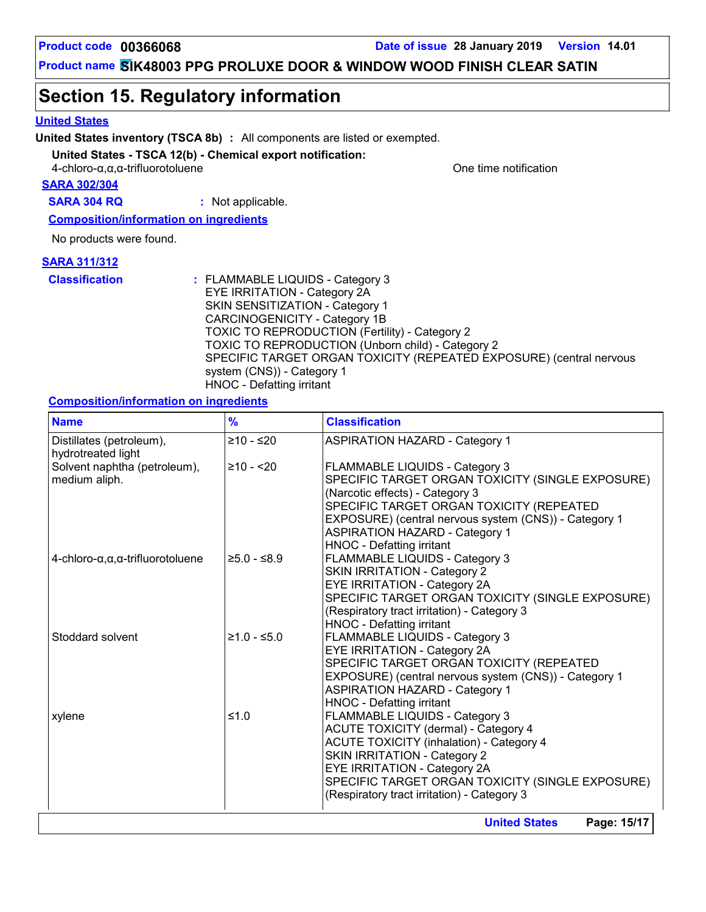# Section 15. Regulatory information

**United States**

**United States inventory (TSCA 8b)** : All components are listed or exempted.

**United States - TSCA 12(b) - Chemical export notification:**

4-chloro-α,α,α-trifluorotoluene — One time notification

**SARA 302/304**

**SARA 304 RQ** : Not applicable.

**Composition/information on ingredients**

No products were found.

**SARA 311/312**

**Classification** : FLAMMABLE LIQUIDS - Category 3
EYE IRRITATION - Category 2A
SKIN SENSITIZATION - Category 1
CARCINOGENICITY - Category 1B
TOXIC TO REPRODUCTION (Fertility) - Category 2
TOXIC TO REPRODUCTION (Unborn child) - Category 2
SPECIFIC TARGET ORGAN TOXICITY (REPEATED EXPOSURE) (central nervous system (CNS)) - Category 1
HNOC - Defatting irritant

**Composition/information on ingredients**

| Name | % | Classification |
|---|---|---|
| Distillates (petroleum), hydrotreated light | ≥10 - ≤20 | ASPIRATION HAZARD - Category 1 |
| Solvent naphtha (petroleum), medium aliph. | ≥10 - <20 | FLAMMABLE LIQUIDS - Category 3<br>SPECIFIC TARGET ORGAN TOXICITY (SINGLE EXPOSURE) (Narcotic effects) - Category 3<br>SPECIFIC TARGET ORGAN TOXICITY (REPEATED EXPOSURE) (central nervous system (CNS)) - Category 1<br>ASPIRATION HAZARD - Category 1<br>HNOC - Defatting irritant |
| 4-chloro-α,α,α-trifluorotoluene | ≥5.0 - ≤8.9 | FLAMMABLE LIQUIDS - Category 3<br>SKIN IRRITATION - Category 2<br>EYE IRRITATION - Category 2A<br>SPECIFIC TARGET ORGAN TOXICITY (SINGLE EXPOSURE) (Respiratory tract irritation) - Category 3<br>HNOC - Defatting irritant |
| Stoddard solvent | ≥1.0 - ≤5.0 | FLAMMABLE LIQUIDS - Category 3<br>EYE IRRITATION - Category 2A<br>SPECIFIC TARGET ORGAN TOXICITY (REPEATED EXPOSURE) (central nervous system (CNS)) - Category 1<br>ASPIRATION HAZARD - Category 1<br>HNOC - Defatting irritant |
| xylene | ≤1.0 | FLAMMABLE LIQUIDS - Category 3<br>ACUTE TOXICITY (dermal) - Category 4<br>ACUTE TOXICITY (inhalation) - Category 4<br>SKIN IRRITATION - Category 2<br>EYE IRRITATION - Category 2A<br>SPECIFIC TARGET ORGAN TOXICITY (SINGLE EXPOSURE) (Respiratory tract irritation) - Category 3 |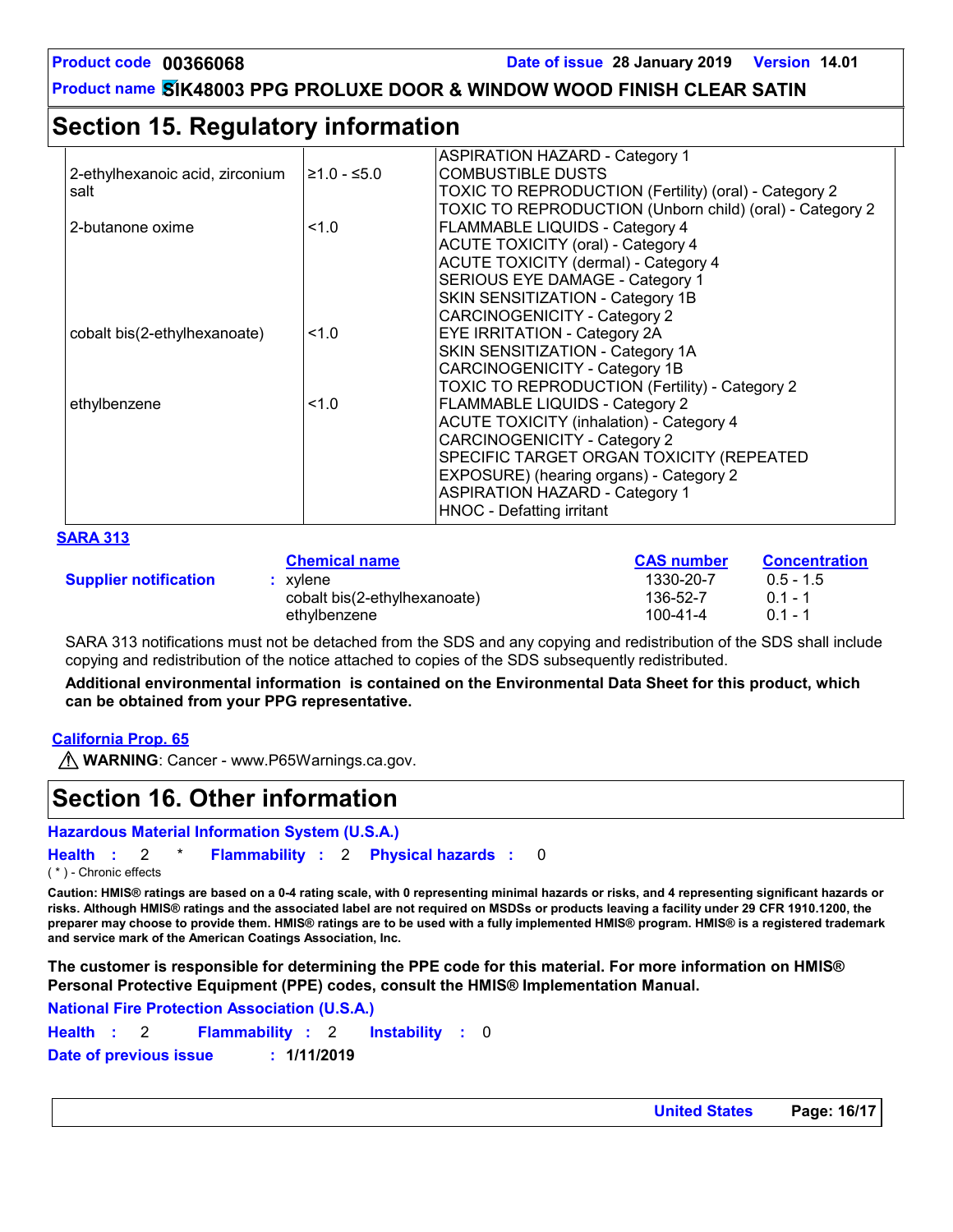## Section 15. Regulatory information

| | | |
|---|---|---|
| | | ASPIRATION HAZARD - Category 1 |
| 2-ethylhexanoic acid, zirconium salt | ≥1.0 - ≤5.0 | COMBUSTIBLE DUSTS<br>TOXIC TO REPRODUCTION (Fertility) (oral) - Category 2<br>TOXIC TO REPRODUCTION (Unborn child) (oral) - Category 2 |
| 2-butanone oxime | <1.0 | FLAMMABLE LIQUIDS - Category 4<br>ACUTE TOXICITY (oral) - Category 4<br>ACUTE TOXICITY (dermal) - Category 4<br>SERIOUS EYE DAMAGE - Category 1<br>SKIN SENSITIZATION - Category 1B<br>CARCINOGENICITY - Category 2 |
| cobalt bis(2-ethylhexanoate) | <1.0 | EYE IRRITATION - Category 2A<br>SKIN SENSITIZATION - Category 1A<br>CARCINOGENICITY - Category 1B<br>TOXIC TO REPRODUCTION (Fertility) - Category 2 |
| ethylbenzene | <1.0 | FLAMMABLE LIQUIDS - Category 2<br>ACUTE TOXICITY (inhalation) - Category 4<br>CARCINOGENICITY - Category 2<br>SPECIFIC TARGET ORGAN TOXICITY (REPEATED EXPOSURE) (hearing organs) - Category 2<br>ASPIRATION HAZARD - Category 1<br>HNOC - Defatting irritant |

**SARA 313**

| | Chemical name | CAS number | Concentration |
|---|---|---|---|
| **Supplier notification** | : xylene | 1330-20-7 | 0.5 - 1.5 |
| | cobalt bis(2-ethylhexanoate) | 136-52-7 | 0.1 - 1 |
| | ethylbenzene | 100-41-4 | 0.1 - 1 |

SARA 313 notifications must not be detached from the SDS and any copying and redistribution of the SDS shall include copying and redistribution of the notice attached to copies of the SDS subsequently redistributed.

**Additional environmental information is contained on the Environmental Data Sheet for this product, which can be obtained from your PPG representative.**

**California Prop. 65**

⚠ **WARNING**: Cancer - www.P65Warnings.ca.gov.

## Section 16. Other information

**Hazardous Material Information System (U.S.A.)**

**Health** : 2 * **Flammability** : 2 **Physical hazards** : 0

( * ) - Chronic effects

**Caution: HMIS® ratings are based on a 0-4 rating scale, with 0 representing minimal hazards or risks, and 4 representing significant hazards or risks. Although HMIS® ratings and the associated label are not required on MSDSs or products leaving a facility under 29 CFR 1910.1200, the preparer may choose to provide them. HMIS® ratings are to be used with a fully implemented HMIS® program. HMIS® is a registered trademark and service mark of the American Coatings Association, Inc.**

**The customer is responsible for determining the PPE code for this material. For more information on HMIS® Personal Protective Equipment (PPE) codes, consult the HMIS® Implementation Manual.**

**National Fire Protection Association (U.S.A.)**

**Health** : 2 **Flammability** : 2 **Instability** : 0

**Date of previous issue** : **1/11/2019**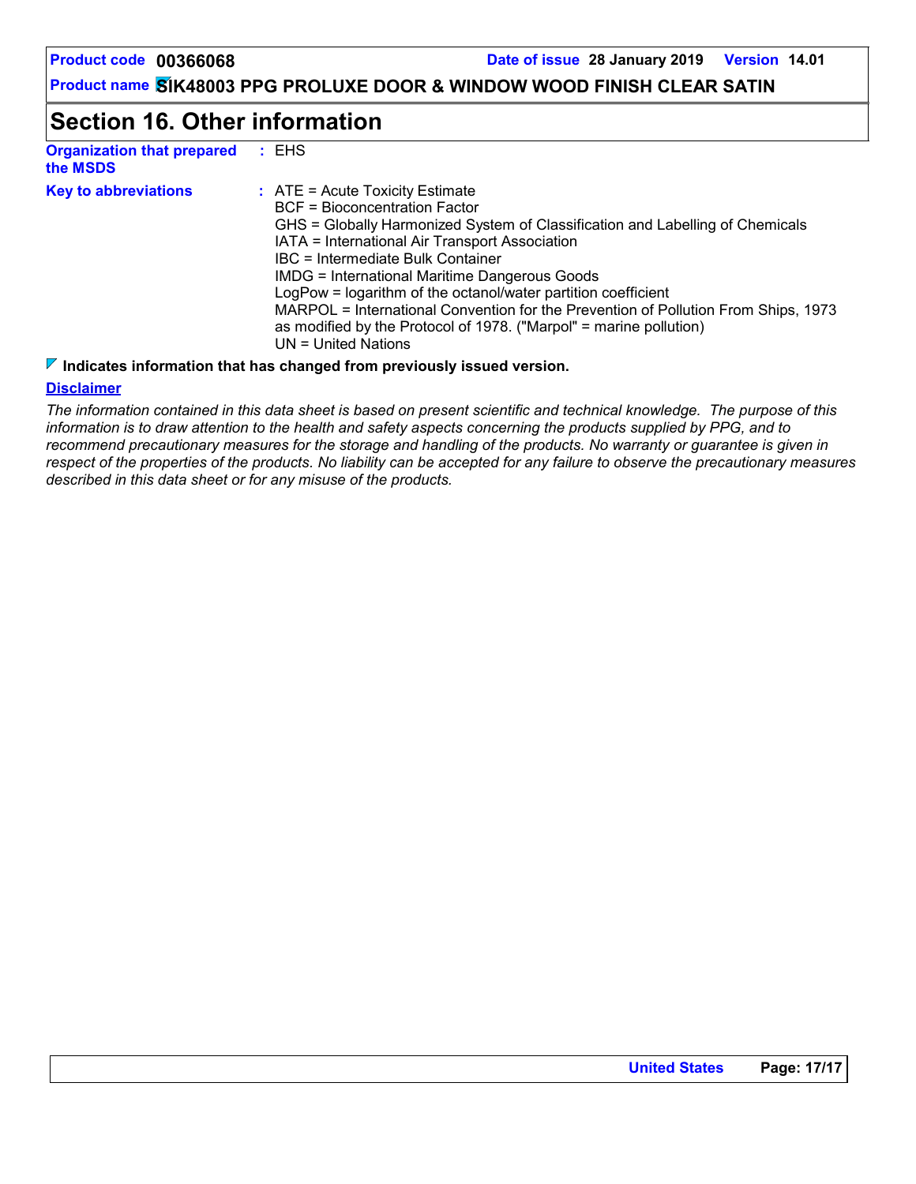# Section 16. Other information

**Organization that prepared the MSDS** : EHS

**Key to abbreviations** : ATE = Acute Toxicity Estimate
BCF = Bioconcentration Factor
GHS = Globally Harmonized System of Classification and Labelling of Chemicals
IATA = International Air Transport Association
IBC = Intermediate Bulk Container
IMDG = International Maritime Dangerous Goods
LogPow = logarithm of the octanol/water partition coefficient
MARPOL = International Convention for the Prevention of Pollution From Ships, 1973 as modified by the Protocol of 1978. ("Marpol" = marine pollution)
UN = United Nations

**Indicates information that has changed from previously issued version.**

**Disclaimer**

*The information contained in this data sheet is based on present scientific and technical knowledge. The purpose of this information is to draw attention to the health and safety aspects concerning the products supplied by PPG, and to recommend precautionary measures for the storage and handling of the products. No warranty or guarantee is given in respect of the properties of the products. No liability can be accepted for any failure to observe the precautionary measures described in this data sheet or for any misuse of the products.*